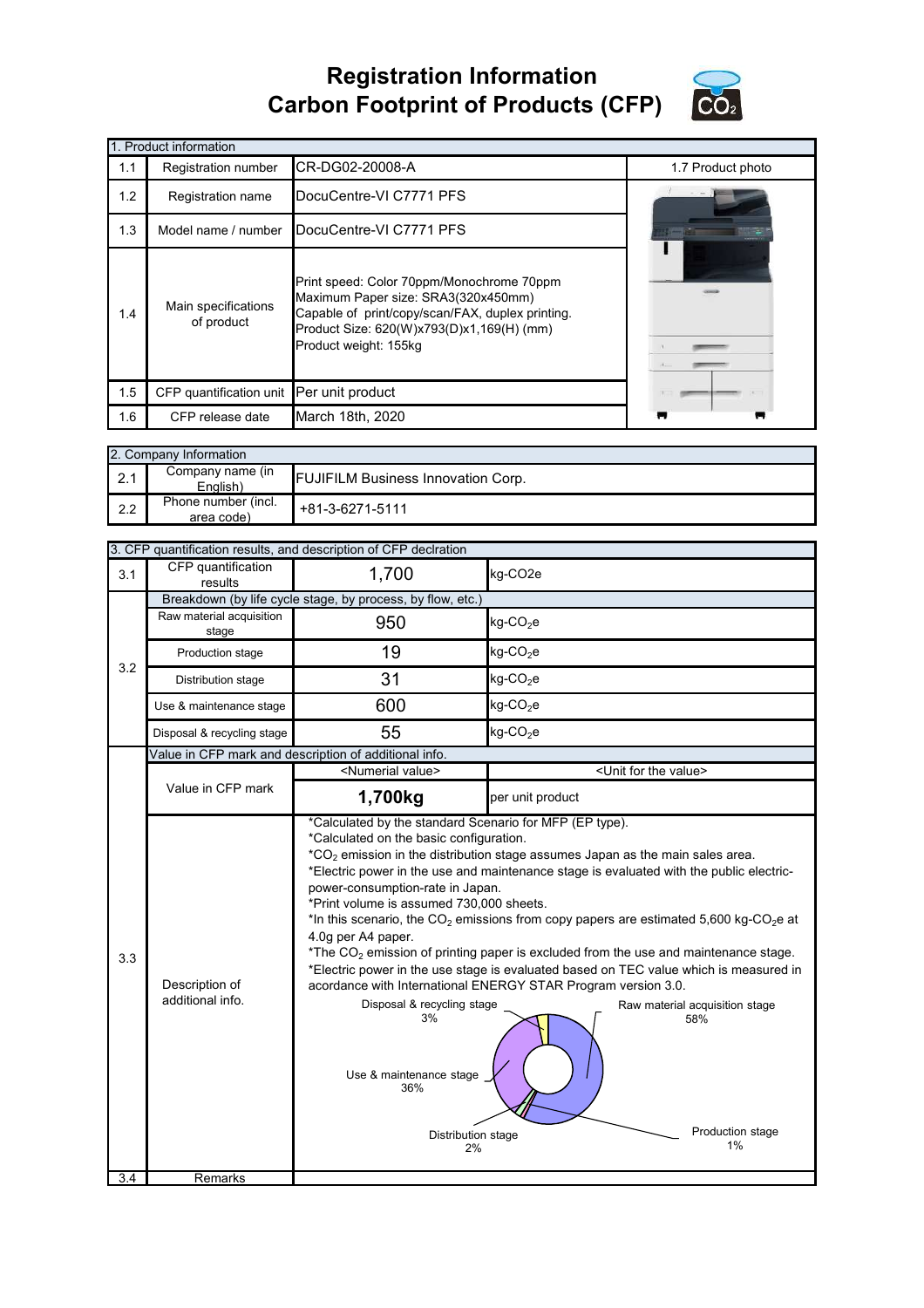# Registration Information
# Carbon Footprint of Products (CFP)

| 1. Product information | | | |
|---|---|---|---|
| 1.1 | Registration number | CR-DG02-20008-A | 1.7 Product photo |
| 1.2 | Registration name | DocuCentre-VI C7771 PFS | |
| 1.3 | Model name / number | DocuCentre-VI C7771 PFS | |
| 1.4 | Main specifications of product | Print speed: Color 70ppm/Monochrome 70ppm<br>Maximum Paper size: SRA3(320x450mm)<br>Capable of print/copy/scan/FAX, duplex printing.<br>Product Size: 620(W)x793(D)x1,169(H) (mm)<br>Product weight: 155kg | |
| 1.5 | CFP quantification unit | Per unit product | |
| 1.6 | CFP release date | March 18th, 2020 | |

| 2. Company Information | | |
|---|---|---|
| 2.1 | Company name (in English) | FUJIFILM Business Innovation Corp. |
| 2.2 | Phone number (incl. area code) | +81-3-6271-5111 |

| 3. CFP quantification results, and description of CFP declration | | | |
|---|---|---|---|
| 3.1 | CFP quantification results | 1,700 | kg-CO2e |
| 3.2 | Breakdown (by life cycle stage, by process, by flow, etc.) | | |
| | Raw material acquisition stage | 950 | kg-$CO_2$e |
| | Production stage | 19 | kg-$CO_2$e |
| | Distribution stage | 31 | kg-$CO_2$e |
| | Use & maintenance stage | 600 | kg-$CO_2$e |
| | Disposal & recycling stage | 55 | kg-$CO_2$e |
| 3.3 | Value in CFP mark and description of additional info. | | |
| | Value in CFP mark | <Numerial value> | <Unit for the value> |
| | | **1,700kg** | per unit product |
| | Description of additional info. | *Calculated by the standard Scenario for MFP (EP type).<br>*Calculated on the basic configuration.<br>*$CO_2$ emission in the distribution stage assumes Japan as the main sales area.<br>*Electric power in the use and maintenance stage is evaluated with the public electric-power-consumption-rate in Japan.<br>*Print volume is assumed 730,000 sheets.<br>*In this scenario, the $CO_2$ emissions from copy papers are estimated 5,600 kg-$CO_2$e at 4.0g per A4 paper.<br>*The $CO_2$ emission of printing paper is excluded from the use and maintenance stage.<br>*Electric power in the use stage is evaluated based on TEC value which is measured in acordance with International ENERGY STAR Program version 3.0.<br>Raw material acquisition stage 58%<br>Production stage 1%<br>Distribution stage 2%<br>Use & maintenance stage 36%<br>Disposal & recycling stage 3% | |
| 3.4 | Remarks | | |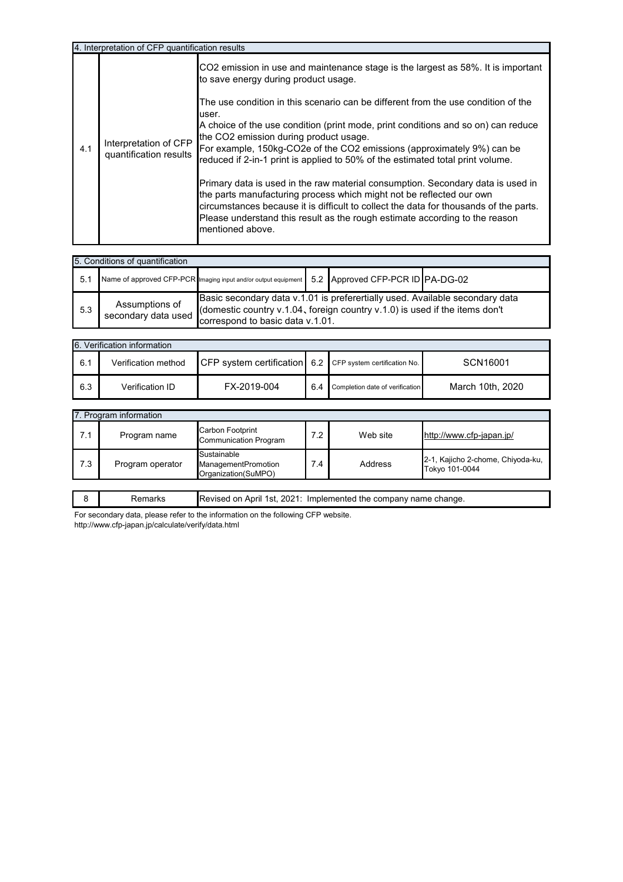## 4. Interpretation of CFP quantification results

| | | |
|---|---|---|
| 4.1 | Interpretation of CFP quantification results | $CO_2$ emission in use and maintenance stage is the largest as 58%. It is important to save energy during product usage.<br><br>The use condition in this scenario can be different from the use condition of the user.<br>A choice of the use condition (print mode, print conditions and so on) can reduce the $CO_2$ emission during product usage.<br>For example, 150kg-$CO_2$e of the $CO_2$ emissions (approximately 9%) can be reduced if 2-in-1 print is applied to 50% of the estimated total print volume.<br><br>Primary data is used in the raw material consumption. Secondary data is used in the parts manufacturing process which might not be reflected our own circumstances because it is difficult to collect the data for thousands of the parts. Please understand this result as the rough estimate according to the reason mentioned above. |

## 5. Conditions of quantification

| | | | | | |
|---|---|---|---|---|---|
| 5.1 | Name of approved CFP-PCR | Imaging input and/or output equipment | 5.2 | Approved CFP-PCR ID | PA-DG-02 |
| 5.3 | Assumptions of secondary data used | Basic secondary data v.1.01 is preferertially used. Available secondary data (domestic country v.1.04、foreign country v.1.0) is used if the items don't correspond to basic data v.1.01. | | | |

## 6. Verification information

| | | | | | |
|---|---|---|---|---|---|
| 6.1 | Verification method | CFP system certification | 6.2 | CFP system certification No. | SCN16001 |
| 6.3 | Verification ID | FX-2019-004 | 6.4 | Completion date of verification | March 10th, 2020 |

## 7. Program information

| | | | | | |
|---|---|---|---|---|---|
| 7.1 | Program name | Carbon Footprint Communication Program | 7.2 | Web site | http://www.cfp-japan.jp/ |
| 7.3 | Program operator | Sustainable ManagementPromotion Organization(SuMPO) | 7.4 | Address | 2-1, Kajicho 2-chome, Chiyoda-ku, Tokyo 101-0044 |

| | | |
|---|---|---|
| 8 | Remarks | Revised on April 1st, 2021: Implemented the company name change. |

For secondary data, please refer to the information on the following CFP website.
http://www.cfp-japan.jp/calculate/verify/data.html